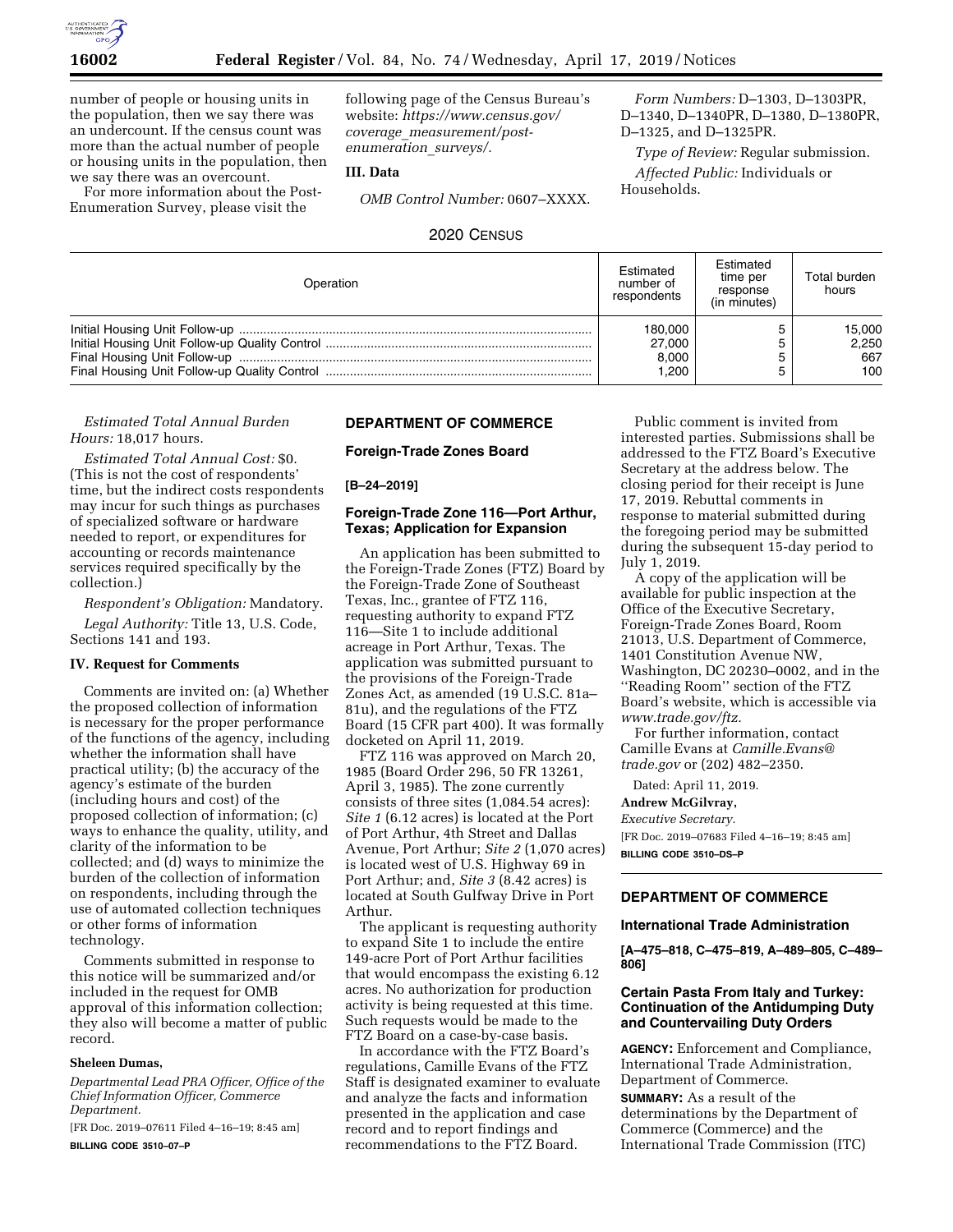number of people or housing units in the population, then we say there was an undercount. If the census count was more than the actual number of people or housing units in the population, then we say there was an overcount.

For more information about the Post-Enumeration Survey, please visit the following page of the Census Bureau's website: *https://www.census.gov/coverage_measurement/post-enumeration_surveys/.*

### III. Data

*OMB Control Number:* 0607–XXXX.

*Form Numbers:* D–1303, D–1303PR, D–1340, D–1340PR, D–1380, D–1380PR, D–1325, and D–1325PR.

*Type of Review:* Regular submission.

*Affected Public:* Individuals or Households.

2020 CENSUS

| Operation | Estimated number of respondents | Estimated time per response (in minutes) | Total burden hours |
|---|---|---|---|
| Initial Housing Unit Follow-up | 180,000 | 5 | 15,000 |
| Initial Housing Unit Follow-up Quality Control | 27,000 | 5 | 2,250 |
| Final Housing Unit Follow-up | 8,000 | 5 | 667 |
| Final Housing Unit Follow-up Quality Control | 1,200 | 5 | 100 |

*Estimated Total Annual Burden Hours:* 18,017 hours.

*Estimated Total Annual Cost:* $0. (This is not the cost of respondents' time, but the indirect costs respondents may incur for such things as purchases of specialized software or hardware needed to report, or expenditures for accounting or records maintenance services required specifically by the collection.)

*Respondent's Obligation:* Mandatory.

*Legal Authority:* Title 13, U.S. Code, Sections 141 and 193.

### IV. Request for Comments

Comments are invited on: (a) Whether the proposed collection of information is necessary for the proper performance of the functions of the agency, including whether the information shall have practical utility; (b) the accuracy of the agency's estimate of the burden (including hours and cost) of the proposed collection of information; (c) ways to enhance the quality, utility, and clarity of the information to be collected; and (d) ways to minimize the burden of the collection of information on respondents, including through the use of automated collection techniques or other forms of information technology.

Comments submitted in response to this notice will be summarized and/or included in the request for OMB approval of this information collection; they also will become a matter of public record.

**Sheleen Dumas,**

*Departmental Lead PRA Officer, Office of the Chief Information Officer, Commerce Department.*

[FR Doc. 2019–07611 Filed 4–16–19; 8:45 am]

**BILLING CODE 3510–07–P**

## DEPARTMENT OF COMMERCE

### Foreign-Trade Zones Board

**[B–24–2019]**

### Foreign-Trade Zone 116—Port Arthur, Texas; Application for Expansion

An application has been submitted to the Foreign-Trade Zones (FTZ) Board by the Foreign-Trade Zone of Southeast Texas, Inc., grantee of FTZ 116, requesting authority to expand FTZ 116—Site 1 to include additional acreage in Port Arthur, Texas. The application was submitted pursuant to the provisions of the Foreign-Trade Zones Act, as amended (19 U.S.C. 81a–81u), and the regulations of the FTZ Board (15 CFR part 400). It was formally docketed on April 11, 2019.

FTZ 116 was approved on March 20, 1985 (Board Order 296, 50 FR 13261, April 3, 1985). The zone currently consists of three sites (1,084.54 acres): *Site 1* (6.12 acres) is located at the Port of Port Arthur, 4th Street and Dallas Avenue, Port Arthur; *Site 2* (1,070 acres) is located west of U.S. Highway 69 in Port Arthur; and, *Site 3* (8.42 acres) is located at South Gulfway Drive in Port Arthur.

The applicant is requesting authority to expand Site 1 to include the entire 149-acre Port of Port Arthur facilities that would encompass the existing 6.12 acres. No authorization for production activity is being requested at this time. Such requests would be made to the FTZ Board on a case-by-case basis.

In accordance with the FTZ Board's regulations, Camille Evans of the FTZ Staff is designated examiner to evaluate and analyze the facts and information presented in the application and case record and to report findings and recommendations to the FTZ Board.

Public comment is invited from interested parties. Submissions shall be addressed to the FTZ Board's Executive Secretary at the address below. The closing period for their receipt is June 17, 2019. Rebuttal comments in response to material submitted during the foregoing period may be submitted during the subsequent 15-day period to July 1, 2019.

A copy of the application will be available for public inspection at the Office of the Executive Secretary, Foreign-Trade Zones Board, Room 21013, U.S. Department of Commerce, 1401 Constitution Avenue NW, Washington, DC 20230–0002, and in the ''Reading Room'' section of the FTZ Board's website, which is accessible via *www.trade.gov/ftz.*

For further information, contact Camille Evans at *Camille.Evans@trade.gov* or (202) 482–2350.

Dated: April 11, 2019.

**Andrew McGilvray,**

*Executive Secretary.*

[FR Doc. 2019–07683 Filed 4–16–19; 8:45 am]

**BILLING CODE 3510–DS–P**

## DEPARTMENT OF COMMERCE

### International Trade Administration

**[A–475–818, C–475–819, A–489–805, C–489–806]**

### Certain Pasta From Italy and Turkey: Continuation of the Antidumping Duty and Countervailing Duty Orders

**AGENCY:** Enforcement and Compliance, International Trade Administration, Department of Commerce.

**SUMMARY:** As a result of the determinations by the Department of Commerce (Commerce) and the International Trade Commission (ITC)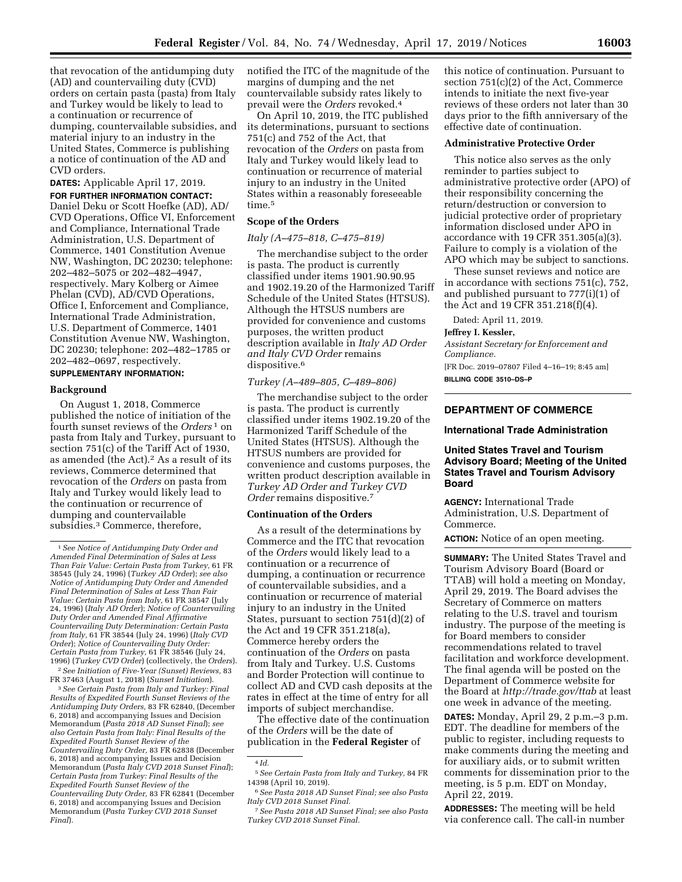that revocation of the antidumping duty (AD) and countervailing duty (CVD) orders on certain pasta (pasta) from Italy and Turkey would be likely to lead to a continuation or recurrence of dumping, countervailable subsidies, and material injury to an industry in the United States, Commerce is publishing a notice of continuation of the AD and CVD orders.

**DATES:** Applicable April 17, 2019.

**FOR FURTHER INFORMATION CONTACT:** Daniel Deku or Scott Hoefke (AD), AD/CVD Operations, Office VI, Enforcement and Compliance, International Trade Administration, U.S. Department of Commerce, 1401 Constitution Avenue NW, Washington, DC 20230; telephone: 202–482–5075 or 202–482–4947, respectively. Mary Kolberg or Aimee Phelan (CVD), AD/CVD Operations, Office I, Enforcement and Compliance, International Trade Administration, U.S. Department of Commerce, 1401 Constitution Avenue NW, Washington, DC 20230; telephone: 202–482–1785 or 202–482–0697, respectively.

**SUPPLEMENTARY INFORMATION:**

## Background

On August 1, 2018, Commerce published the notice of initiation of the fourth sunset reviews of the *Orders* [1] on pasta from Italy and Turkey, pursuant to section 751(c) of the Tariff Act of 1930, as amended (the Act).[2] As a result of its reviews, Commerce determined that revocation of the *Orders* on pasta from Italy and Turkey would likely lead to the continuation or recurrence of dumping and countervailable subsidies.[3] Commerce, therefore, notified the ITC of the magnitude of the margins of dumping and the net countervailable subsidy rates likely to prevail were the *Orders* revoked.[4]

On April 10, 2019, the ITC published its determinations, pursuant to sections 751(c) and 752 of the Act, that revocation of the *Orders* on pasta from Italy and Turkey would likely lead to continuation or recurrence of material injury to an industry in the United States within a reasonably foreseeable time.[5]

## Scope of the Orders

### *Italy (A–475–818, C–475–819)*

The merchandise subject to the order is pasta. The product is currently classified under items 1901.90.90.95 and 1902.19.20 of the Harmonized Tariff Schedule of the United States (HTSUS). Although the HTSUS numbers are provided for convenience and customs purposes, the written product description available in *Italy AD Order and Italy CVD Order* remains dispositive.[6]

### *Turkey (A–489–805, C–489–806)*

The merchandise subject to the order is pasta. The product is currently classified under items 1902.19.20 of the Harmonized Tariff Schedule of the United States (HTSUS). Although the HTSUS numbers are provided for convenience and customs purposes, the written product description available in *Turkey AD Order and Turkey CVD Order* remains dispositive.[7]

## Continuation of the Orders

As a result of the determinations by Commerce and the ITC that revocation of the *Orders* would likely lead to a continuation or a recurrence of dumping, a continuation or recurrence of countervailable subsidies, and a continuation or recurrence of material injury to an industry in the United States, pursuant to section 751(d)(2) of the Act and 19 CFR 351.218(a), Commerce hereby orders the continuation of the *Orders* on pasta from Italy and Turkey. U.S. Customs and Border Protection will continue to collect AD and CVD cash deposits at the rates in effect at the time of entry for all imports of subject merchandise.

The effective date of the continuation of the *Orders* will be the date of publication in the **Federal Register** of this notice of continuation. Pursuant to section 751(c)(2) of the Act, Commerce intends to initiate the next five-year reviews of these orders not later than 30 days prior to the fifth anniversary of the effective date of continuation.

## Administrative Protective Order

This notice also serves as the only reminder to parties subject to administrative protective order (APO) of their responsibility concerning the return/destruction or conversion to judicial protective order of proprietary information disclosed under APO in accordance with 19 CFR 351.305(a)(3). Failure to comply is a violation of the APO which may be subject to sanctions.

These sunset reviews and notice are in accordance with sections 751(c), 752, and published pursuant to 777(i)(1) of the Act and 19 CFR 351.218(f)(4).

Dated: April 11, 2019.

**Jeffrey I. Kessler,**

*Assistant Secretary for Enforcement and Compliance.*

[FR Doc. 2019–07807 Filed 4–16–19; 8:45 am]

**BILLING CODE 3510–DS–P**

---

[1] *See Notice of Antidumping Duty Order and Amended Final Determination of Sales at Less Than Fair Value: Certain Pasta from Turkey,* 61 FR 38545 (July 24, 1996) (*Turkey AD Order*); *see also Notice of Antidumping Duty Order and Amended Final Determination of Sales at Less Than Fair Value: Certain Pasta from Italy,* 61 FR 38547 (July 24, 1996) (*Italy AD Order*); *Notice of Countervailing Duty Order and Amended Final Affirmative Countervailing Duty Determination: Certain Pasta from Italy,* 61 FR 38544 (July 24, 1996) (*Italy CVD Order*); *Notice of Countervailing Duty Order: Certain Pasta from Turkey,* 61 FR 38546 (July 24, 1996) (*Turkey CVD Order*) (collectively, the *Orders*).

[2] *See Initiation of Five-Year (Sunset) Reviews,* 83 FR 37463 (August 1, 2018) (*Sunset Initiation*).

[3] *See Certain Pasta from Italy and Turkey: Final Results of Expedited Fourth Sunset Reviews of the Antidumping Duty Orders,* 83 FR 62840, (December 6, 2018) and accompanying Issues and Decision Memorandum (*Pasta 2018 AD Sunset Final*); *see also Certain Pasta from Italy: Final Results of the Expedited Fourth Sunset Review of the Countervailing Duty Order,* 83 FR 62838 (December 6, 2018) and accompanying Issues and Decision Memorandum (*Pasta Italy CVD 2018 Sunset Final*); *Certain Pasta from Turkey: Final Results of the Expedited Fourth Sunset Review of the Countervailing Duty Order,* 83 FR 62841 (December 6, 2018) and accompanying Issues and Decision Memorandum (*Pasta Turkey CVD 2018 Sunset Final*).

[4] *Id.*

[5] *See Certain Pasta from Italy and Turkey,* 84 FR 14398 (April 10, 2019).

[6] *See Pasta 2018 AD Sunset Final; see also Pasta Italy CVD 2018 Sunset Final.*

[7] *See Pasta 2018 AD Sunset Final; see also Pasta Turkey CVD 2018 Sunset Final.*

---

# DEPARTMENT OF COMMERCE

## International Trade Administration

## United States Travel and Tourism Advisory Board; Meeting of the United States Travel and Tourism Advisory Board

**AGENCY:** International Trade Administration, U.S. Department of Commerce.

**ACTION:** Notice of an open meeting.

**SUMMARY:** The United States Travel and Tourism Advisory Board (Board or TTAB) will hold a meeting on Monday, April 29, 2019. The Board advises the Secretary of Commerce on matters relating to the U.S. travel and tourism industry. The purpose of the meeting is for Board members to consider recommendations related to travel facilitation and workforce development. The final agenda will be posted on the Department of Commerce website for the Board at *http://trade.gov/ttab* at least one week in advance of the meeting.

**DATES:** Monday, April 29, 2 p.m.–3 p.m. EDT. The deadline for members of the public to register, including requests to make comments during the meeting and for auxiliary aids, or to submit written comments for dissemination prior to the meeting, is 5 p.m. EDT on Monday, April 22, 2019.

**ADDRESSES:** The meeting will be held via conference call. The call-in number